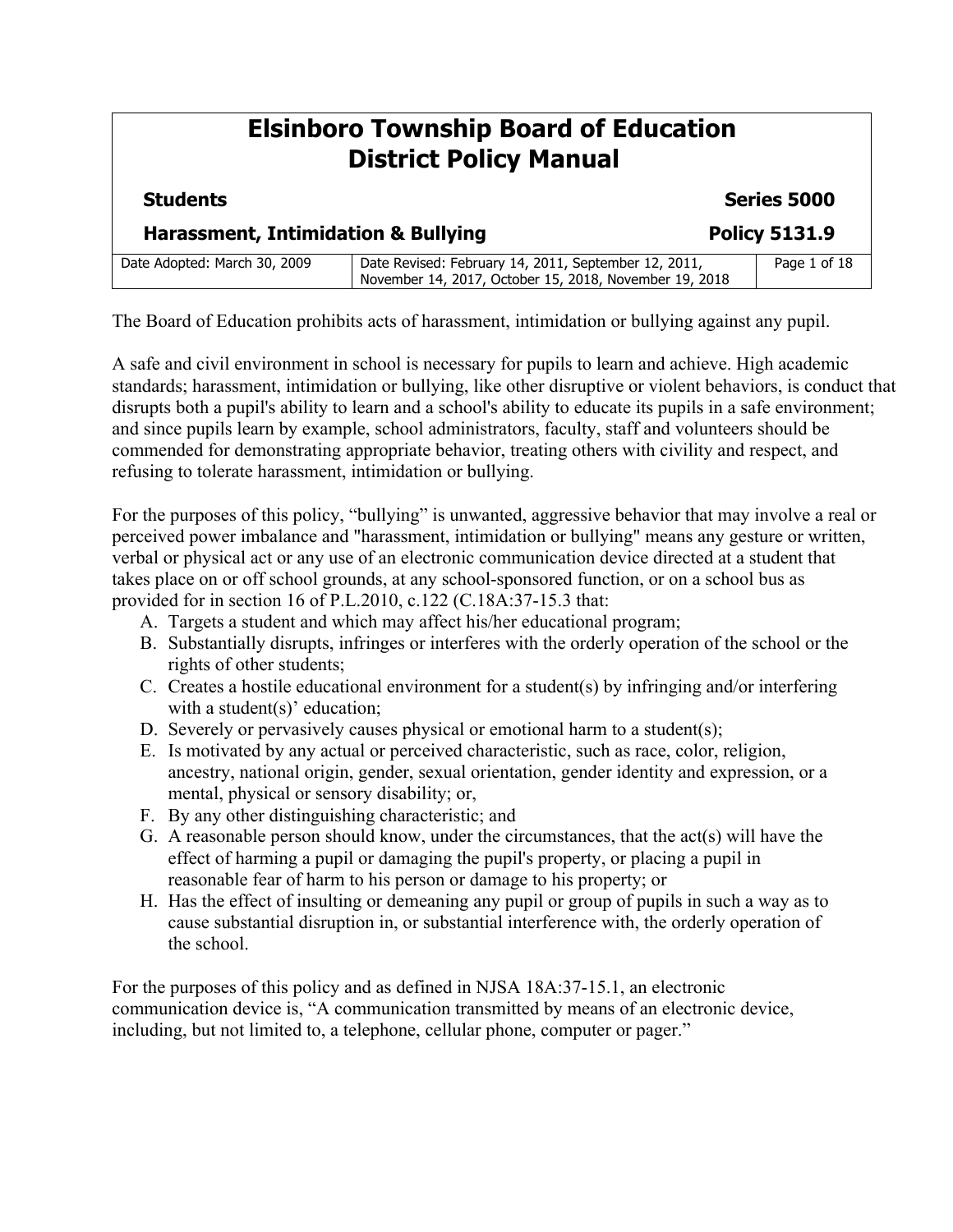# Elsinboro Township Board of Education
# District Policy Manual

**Students** **Series 5000**

**Harassment, Intimidation & Bullying** **Policy 5131.9**

| Date Adopted: March 30, 2009 | Date Revised: February 14, 2011, September 12, 2011, November 14, 2017, October 15, 2018, November 19, 2018 |
|---|---|

The Board of Education prohibits acts of harassment, intimidation or bullying against any pupil.

A safe and civil environment in school is necessary for pupils to learn and achieve. High academic standards; harassment, intimidation or bullying, like other disruptive or violent behaviors, is conduct that disrupts both a pupil's ability to learn and a school's ability to educate its pupils in a safe environment; and since pupils learn by example, school administrators, faculty, staff and volunteers should be commended for demonstrating appropriate behavior, treating others with civility and respect, and refusing to tolerate harassment, intimidation or bullying.

For the purposes of this policy, "bullying" is unwanted, aggressive behavior that may involve a real or perceived power imbalance and "harassment, intimidation or bullying" means any gesture or written, verbal or physical act or any use of an electronic communication device directed at a student that takes place on or off school grounds, at any school-sponsored function, or on a school bus as provided for in section 16 of P.L.2010, c.122 (C.18A:37-15.3 that:

A. Targets a student and which may affect his/her educational program;
B. Substantially disrupts, infringes or interferes with the orderly operation of the school or the rights of other students;
C. Creates a hostile educational environment for a student(s) by infringing and/or interfering with a student(s)' education;
D. Severely or pervasively causes physical or emotional harm to a student(s);
E. Is motivated by any actual or perceived characteristic, such as race, color, religion, ancestry, national origin, gender, sexual orientation, gender identity and expression, or a mental, physical or sensory disability; or,
F. By any other distinguishing characteristic; and
G. A reasonable person should know, under the circumstances, that the act(s) will have the effect of harming a pupil or damaging the pupil's property, or placing a pupil in reasonable fear of harm to his person or damage to his property; or
H. Has the effect of insulting or demeaning any pupil or group of pupils in such a way as to cause substantial disruption in, or substantial interference with, the orderly operation of the school.

For the purposes of this policy and as defined in NJSA 18A:37-15.1, an electronic communication device is, "A communication transmitted by means of an electronic device, including, but not limited to, a telephone, cellular phone, computer or pager."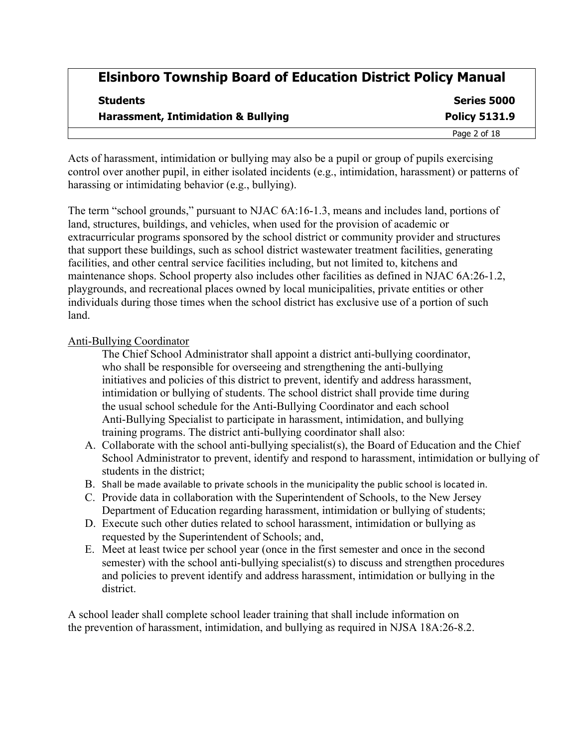Acts of harassment, intimidation or bullying may also be a pupil or group of pupils exercising control over another pupil, in either isolated incidents (e.g., intimidation, harassment) or patterns of harassing or intimidating behavior (e.g., bullying).

The term "school grounds," pursuant to NJAC 6A:16-1.3, means and includes land, portions of land, structures, buildings, and vehicles, when used for the provision of academic or extracurricular programs sponsored by the school district or community provider and structures that support these buildings, such as school district wastewater treatment facilities, generating facilities, and other central service facilities including, but not limited to, kitchens and maintenance shops. School property also includes other facilities as defined in NJAC 6A:26-1.2, playgrounds, and recreational places owned by local municipalities, private entities or other individuals during those times when the school district has exclusive use of a portion of such land.

<u>Anti-Bullying Coordinator</u>

The Chief School Administrator shall appoint a district anti-bullying coordinator, who shall be responsible for overseeing and strengthening the anti-bullying initiatives and policies of this district to prevent, identify and address harassment, intimidation or bullying of students. The school district shall provide time during the usual school schedule for the Anti-Bullying Coordinator and each school Anti-Bullying Specialist to participate in harassment, intimidation, and bullying training programs. The district anti-bullying coordinator shall also:

A. Collaborate with the school anti-bullying specialist(s), the Board of Education and the Chief School Administrator to prevent, identify and respond to harassment, intimidation or bullying of students in the district;
B. Shall be made available to private schools in the municipality the public school is located in.
C. Provide data in collaboration with the Superintendent of Schools, to the New Jersey Department of Education regarding harassment, intimidation or bullying of students;
D. Execute such other duties related to school harassment, intimidation or bullying as requested by the Superintendent of Schools; and,
E. Meet at least twice per school year (once in the first semester and once in the second semester) with the school anti-bullying specialist(s) to discuss and strengthen procedures and policies to prevent identify and address harassment, intimidation or bullying in the district.

A school leader shall complete school leader training that shall include information on the prevention of harassment, intimidation, and bullying as required in NJSA 18A:26-8.2.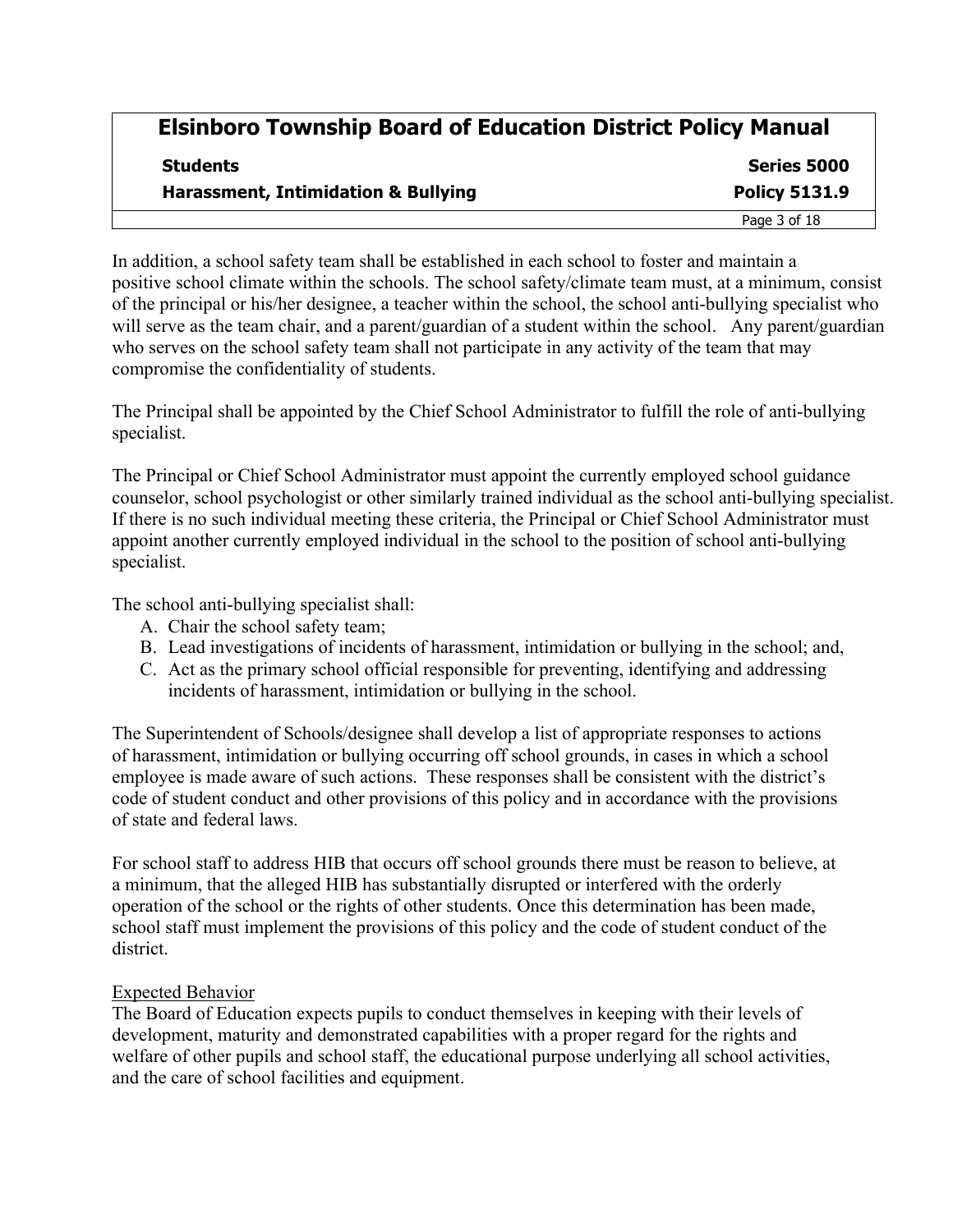In addition, a school safety team shall be established in each school to foster and maintain a positive school climate within the schools. The school safety/climate team must, at a minimum, consist of the principal or his/her designee, a teacher within the school, the school anti-bullying specialist who will serve as the team chair, and a parent/guardian of a student within the school. Any parent/guardian who serves on the school safety team shall not participate in any activity of the team that may compromise the confidentiality of students.

The Principal shall be appointed by the Chief School Administrator to fulfill the role of anti-bullying specialist.

The Principal or Chief School Administrator must appoint the currently employed school guidance counselor, school psychologist or other similarly trained individual as the school anti-bullying specialist. If there is no such individual meeting these criteria, the Principal or Chief School Administrator must appoint another currently employed individual in the school to the position of school anti-bullying specialist.

The school anti-bullying specialist shall:

A. Chair the school safety team;
B. Lead investigations of incidents of harassment, intimidation or bullying in the school; and,
C. Act as the primary school official responsible for preventing, identifying and addressing incidents of harassment, intimidation or bullying in the school.

The Superintendent of Schools/designee shall develop a list of appropriate responses to actions of harassment, intimidation or bullying occurring off school grounds, in cases in which a school employee is made aware of such actions. These responses shall be consistent with the district's code of student conduct and other provisions of this policy and in accordance with the provisions of state and federal laws.

For school staff to address HIB that occurs off school grounds there must be reason to believe, at a minimum, that the alleged HIB has substantially disrupted or interfered with the orderly operation of the school or the rights of other students. Once this determination has been made, school staff must implement the provisions of this policy and the code of student conduct of the district.

Expected Behavior

The Board of Education expects pupils to conduct themselves in keeping with their levels of development, maturity and demonstrated capabilities with a proper regard for the rights and welfare of other pupils and school staff, the educational purpose underlying all school activities, and the care of school facilities and equipment.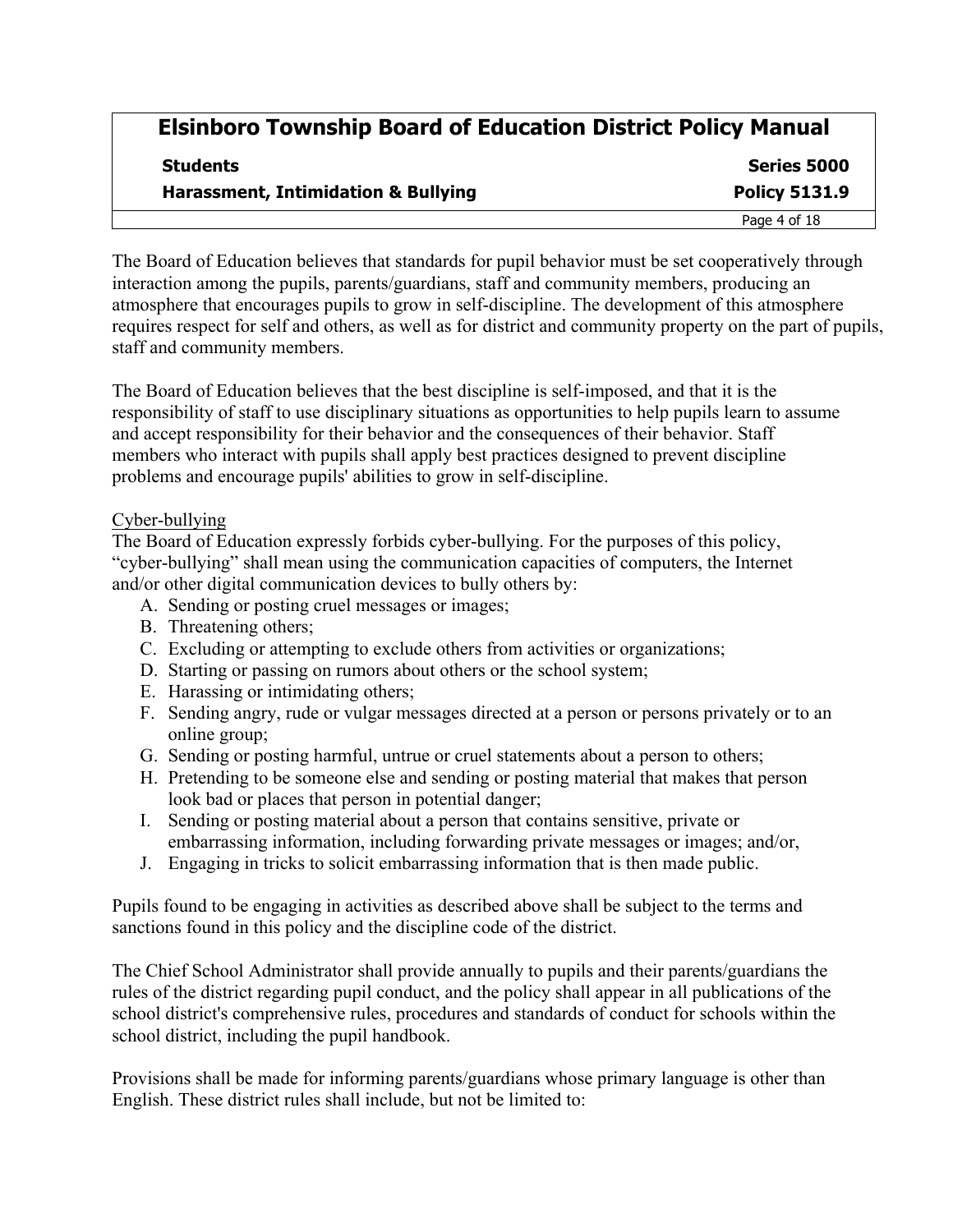The Board of Education believes that standards for pupil behavior must be set cooperatively through interaction among the pupils, parents/guardians, staff and community members, producing an atmosphere that encourages pupils to grow in self-discipline. The development of this atmosphere requires respect for self and others, as well as for district and community property on the part of pupils, staff and community members.

The Board of Education believes that the best discipline is self-imposed, and that it is the responsibility of staff to use disciplinary situations as opportunities to help pupils learn to assume and accept responsibility for their behavior and the consequences of their behavior. Staff members who interact with pupils shall apply best practices designed to prevent discipline problems and encourage pupils' abilities to grow in self-discipline.

Cyber-bullying

The Board of Education expressly forbids cyber-bullying. For the purposes of this policy, "cyber-bullying" shall mean using the communication capacities of computers, the Internet and/or other digital communication devices to bully others by:

A. Sending or posting cruel messages or images;
B. Threatening others;
C. Excluding or attempting to exclude others from activities or organizations;
D. Starting or passing on rumors about others or the school system;
E. Harassing or intimidating others;
F. Sending angry, rude or vulgar messages directed at a person or persons privately or to an online group;
G. Sending or posting harmful, untrue or cruel statements about a person to others;
H. Pretending to be someone else and sending or posting material that makes that person look bad or places that person in potential danger;
I. Sending or posting material about a person that contains sensitive, private or embarrassing information, including forwarding private messages or images; and/or,
J. Engaging in tricks to solicit embarrassing information that is then made public.

Pupils found to be engaging in activities as described above shall be subject to the terms and sanctions found in this policy and the discipline code of the district.

The Chief School Administrator shall provide annually to pupils and their parents/guardians the rules of the district regarding pupil conduct, and the policy shall appear in all publications of the school district's comprehensive rules, procedures and standards of conduct for schools within the school district, including the pupil handbook.

Provisions shall be made for informing parents/guardians whose primary language is other than English. These district rules shall include, but not be limited to: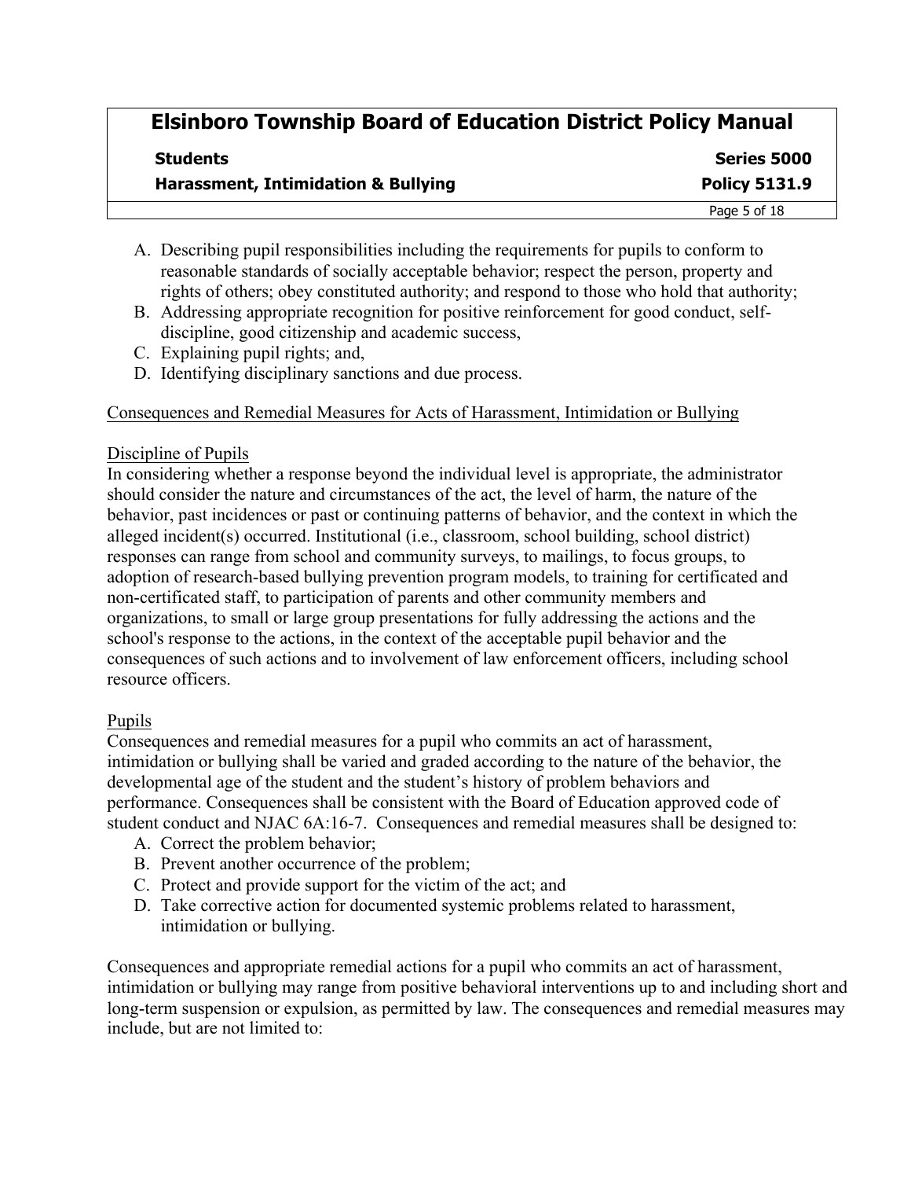A. Describing pupil responsibilities including the requirements for pupils to conform to reasonable standards of socially acceptable behavior; respect the person, property and rights of others; obey constituted authority; and respond to those who hold that authority;
B. Addressing appropriate recognition for positive reinforcement for good conduct, self-discipline, good citizenship and academic success,
C. Explaining pupil rights; and,
D. Identifying disciplinary sanctions and due process.

Consequences and Remedial Measures for Acts of Harassment, Intimidation or Bullying

Discipline of Pupils

In considering whether a response beyond the individual level is appropriate, the administrator should consider the nature and circumstances of the act, the level of harm, the nature of the behavior, past incidences or past or continuing patterns of behavior, and the context in which the alleged incident(s) occurred. Institutional (i.e., classroom, school building, school district) responses can range from school and community surveys, to mailings, to focus groups, to adoption of research-based bullying prevention program models, to training for certificated and non-certificated staff, to participation of parents and other community members and organizations, to small or large group presentations for fully addressing the actions and the school's response to the actions, in the context of the acceptable pupil behavior and the consequences of such actions and to involvement of law enforcement officers, including school resource officers.

Pupils

Consequences and remedial measures for a pupil who commits an act of harassment, intimidation or bullying shall be varied and graded according to the nature of the behavior, the developmental age of the student and the student's history of problem behaviors and performance. Consequences shall be consistent with the Board of Education approved code of student conduct and NJAC 6A:16-7. Consequences and remedial measures shall be designed to:

A. Correct the problem behavior;
B. Prevent another occurrence of the problem;
C. Protect and provide support for the victim of the act; and
D. Take corrective action for documented systemic problems related to harassment, intimidation or bullying.

Consequences and appropriate remedial actions for a pupil who commits an act of harassment, intimidation or bullying may range from positive behavioral interventions up to and including short and long-term suspension or expulsion, as permitted by law. The consequences and remedial measures may include, but are not limited to: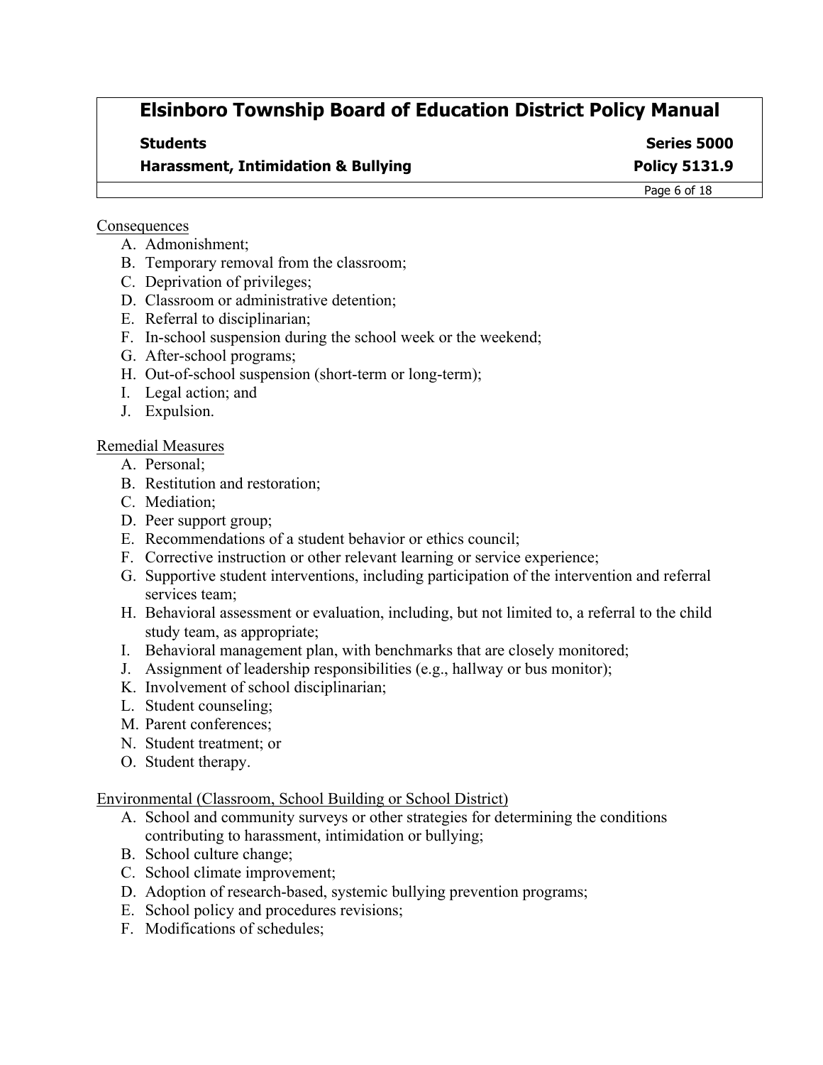Consequences

A. Admonishment;
B. Temporary removal from the classroom;
C. Deprivation of privileges;
D. Classroom or administrative detention;
E. Referral to disciplinarian;
F. In-school suspension during the school week or the weekend;
G. After-school programs;
H. Out-of-school suspension (short-term or long-term);
I. Legal action; and
J. Expulsion.

Remedial Measures

A. Personal;
B. Restitution and restoration;
C. Mediation;
D. Peer support group;
E. Recommendations of a student behavior or ethics council;
F. Corrective instruction or other relevant learning or service experience;
G. Supportive student interventions, including participation of the intervention and referral services team;
H. Behavioral assessment or evaluation, including, but not limited to, a referral to the child study team, as appropriate;
I. Behavioral management plan, with benchmarks that are closely monitored;
J. Assignment of leadership responsibilities (e.g., hallway or bus monitor);
K. Involvement of school disciplinarian;
L. Student counseling;
M. Parent conferences;
N. Student treatment; or
O. Student therapy.

Environmental (Classroom, School Building or School District)

A. School and community surveys or other strategies for determining the conditions contributing to harassment, intimidation or bullying;
B. School culture change;
C. School climate improvement;
D. Adoption of research-based, systemic bullying prevention programs;
E. School policy and procedures revisions;
F. Modifications of schedules;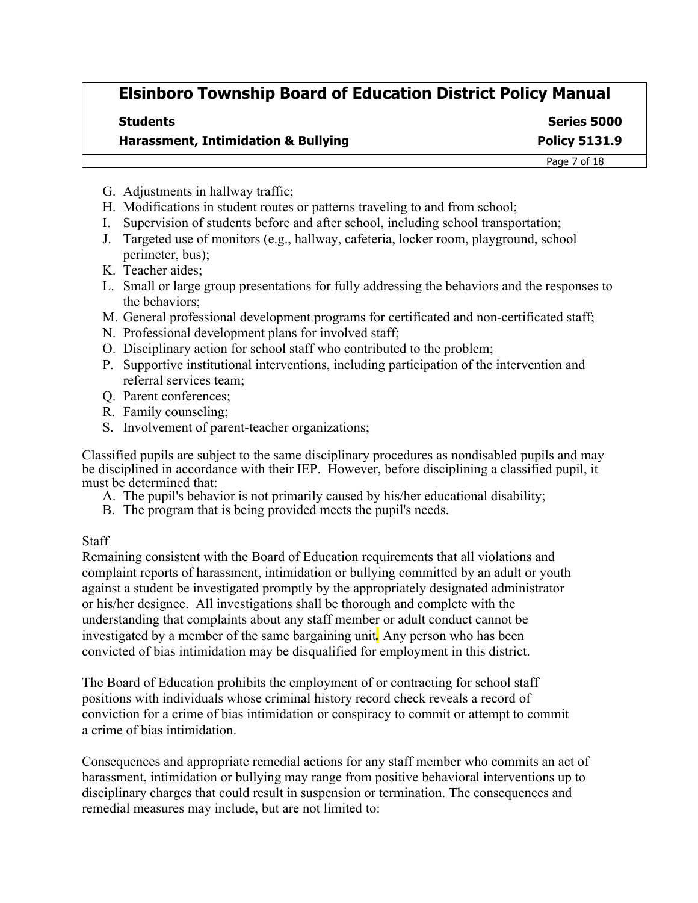G. Adjustments in hallway traffic;
H. Modifications in student routes or patterns traveling to and from school;
I. Supervision of students before and after school, including school transportation;
J. Targeted use of monitors (e.g., hallway, cafeteria, locker room, playground, school perimeter, bus);
K. Teacher aides;
L. Small or large group presentations for fully addressing the behaviors and the responses to the behaviors;
M. General professional development programs for certificated and non-certificated staff;
N. Professional development plans for involved staff;
O. Disciplinary action for school staff who contributed to the problem;
P. Supportive institutional interventions, including participation of the intervention and referral services team;
Q. Parent conferences;
R. Family counseling;
S. Involvement of parent-teacher organizations;

Classified pupils are subject to the same disciplinary procedures as nondisabled pupils and may be disciplined in accordance with their IEP. However, before disciplining a classified pupil, it must be determined that:

A. The pupil's behavior is not primarily caused by his/her educational disability;
B. The program that is being provided meets the pupil's needs.

Staff

Remaining consistent with the Board of Education requirements that all violations and complaint reports of harassment, intimidation or bullying committed by an adult or youth against a student be investigated promptly by the appropriately designated administrator or his/her designee. All investigations shall be thorough and complete with the understanding that complaints about any staff member or adult conduct cannot be investigated by a member of the same bargaining unit. Any person who has been convicted of bias intimidation may be disqualified for employment in this district.

The Board of Education prohibits the employment of or contracting for school staff positions with individuals whose criminal history record check reveals a record of conviction for a crime of bias intimidation or conspiracy to commit or attempt to commit a crime of bias intimidation.

Consequences and appropriate remedial actions for any staff member who commits an act of harassment, intimidation or bullying may range from positive behavioral interventions up to disciplinary charges that could result in suspension or termination. The consequences and remedial measures may include, but are not limited to: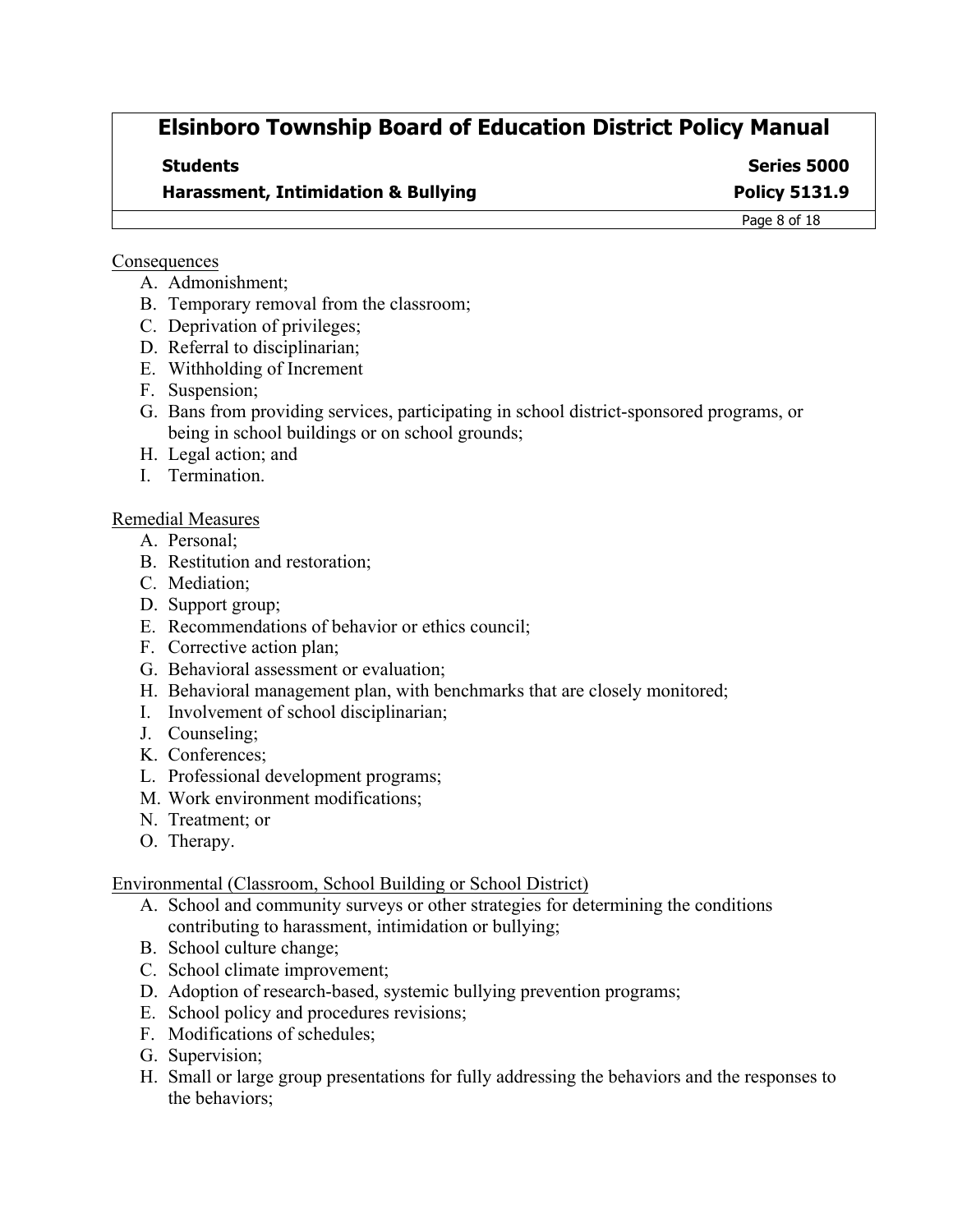Consequences

A. Admonishment;
B. Temporary removal from the classroom;
C. Deprivation of privileges;
D. Referral to disciplinarian;
E. Withholding of Increment
F. Suspension;
G. Bans from providing services, participating in school district-sponsored programs, or being in school buildings or on school grounds;
H. Legal action; and
I. Termination.

Remedial Measures

A. Personal;
B. Restitution and restoration;
C. Mediation;
D. Support group;
E. Recommendations of behavior or ethics council;
F. Corrective action plan;
G. Behavioral assessment or evaluation;
H. Behavioral management plan, with benchmarks that are closely monitored;
I. Involvement of school disciplinarian;
J. Counseling;
K. Conferences;
L. Professional development programs;
M. Work environment modifications;
N. Treatment; or
O. Therapy.

Environmental (Classroom, School Building or School District)

A. School and community surveys or other strategies for determining the conditions contributing to harassment, intimidation or bullying;
B. School culture change;
C. School climate improvement;
D. Adoption of research-based, systemic bullying prevention programs;
E. School policy and procedures revisions;
F. Modifications of schedules;
G. Supervision;
H. Small or large group presentations for fully addressing the behaviors and the responses to the behaviors;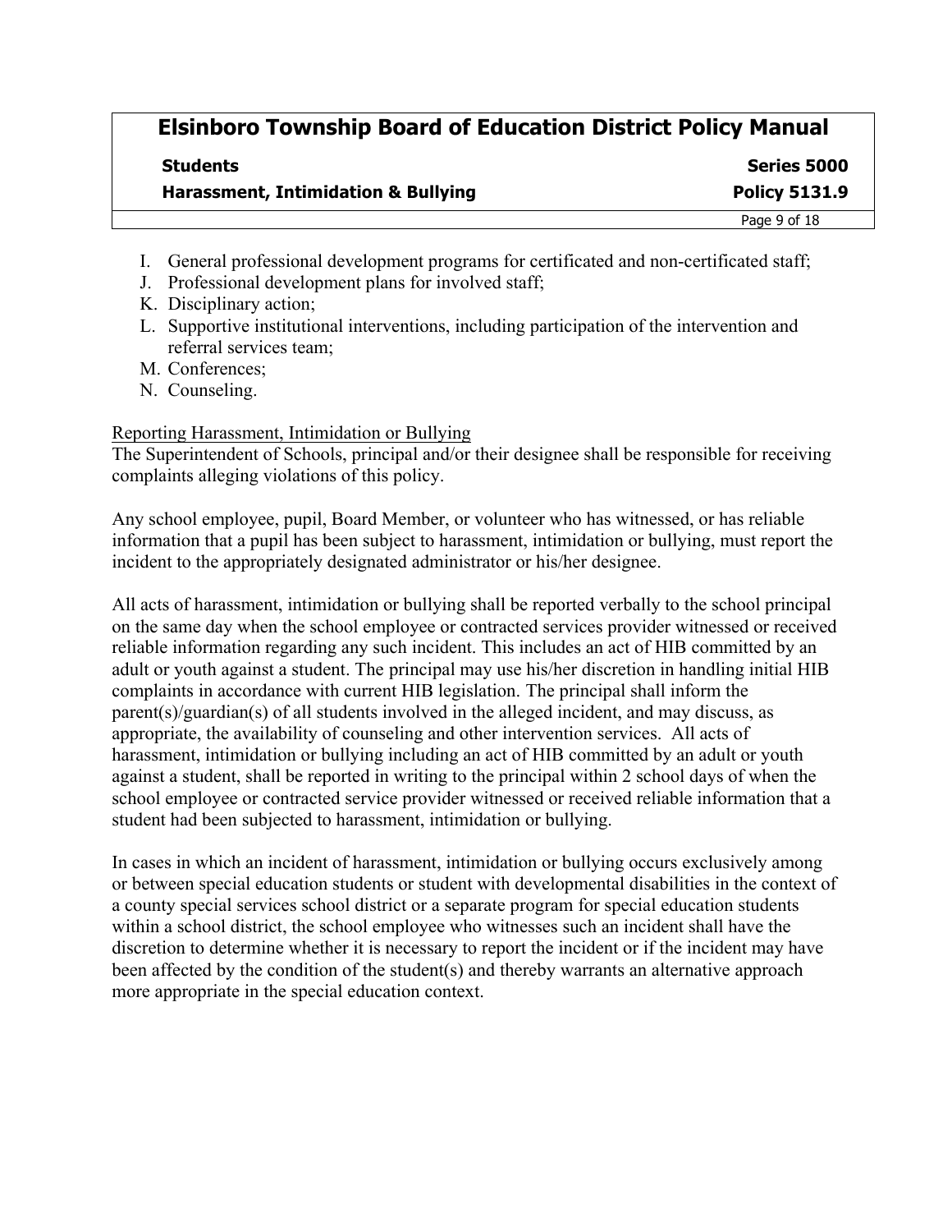I. General professional development programs for certificated and non-certificated staff;
J. Professional development plans for involved staff;
K. Disciplinary action;
L. Supportive institutional interventions, including participation of the intervention and referral services team;
M. Conferences;
N. Counseling.

<u>Reporting Harassment, Intimidation or Bullying</u>
The Superintendent of Schools, principal and/or their designee shall be responsible for receiving complaints alleging violations of this policy.

Any school employee, pupil, Board Member, or volunteer who has witnessed, or has reliable information that a pupil has been subject to harassment, intimidation or bullying, must report the incident to the appropriately designated administrator or his/her designee.

All acts of harassment, intimidation or bullying shall be reported verbally to the school principal on the same day when the school employee or contracted services provider witnessed or received reliable information regarding any such incident. This includes an act of HIB committed by an adult or youth against a student. The principal may use his/her discretion in handling initial HIB complaints in accordance with current HIB legislation. The principal shall inform the parent(s)/guardian(s) of all students involved in the alleged incident, and may discuss, as appropriate, the availability of counseling and other intervention services. All acts of harassment, intimidation or bullying including an act of HIB committed by an adult or youth against a student, shall be reported in writing to the principal within 2 school days of when the school employee or contracted service provider witnessed or received reliable information that a student had been subjected to harassment, intimidation or bullying.

In cases in which an incident of harassment, intimidation or bullying occurs exclusively among or between special education students or student with developmental disabilities in the context of a county special services school district or a separate program for special education students within a school district, the school employee who witnesses such an incident shall have the discretion to determine whether it is necessary to report the incident or if the incident may have been affected by the condition of the student(s) and thereby warrants an alternative approach more appropriate in the special education context.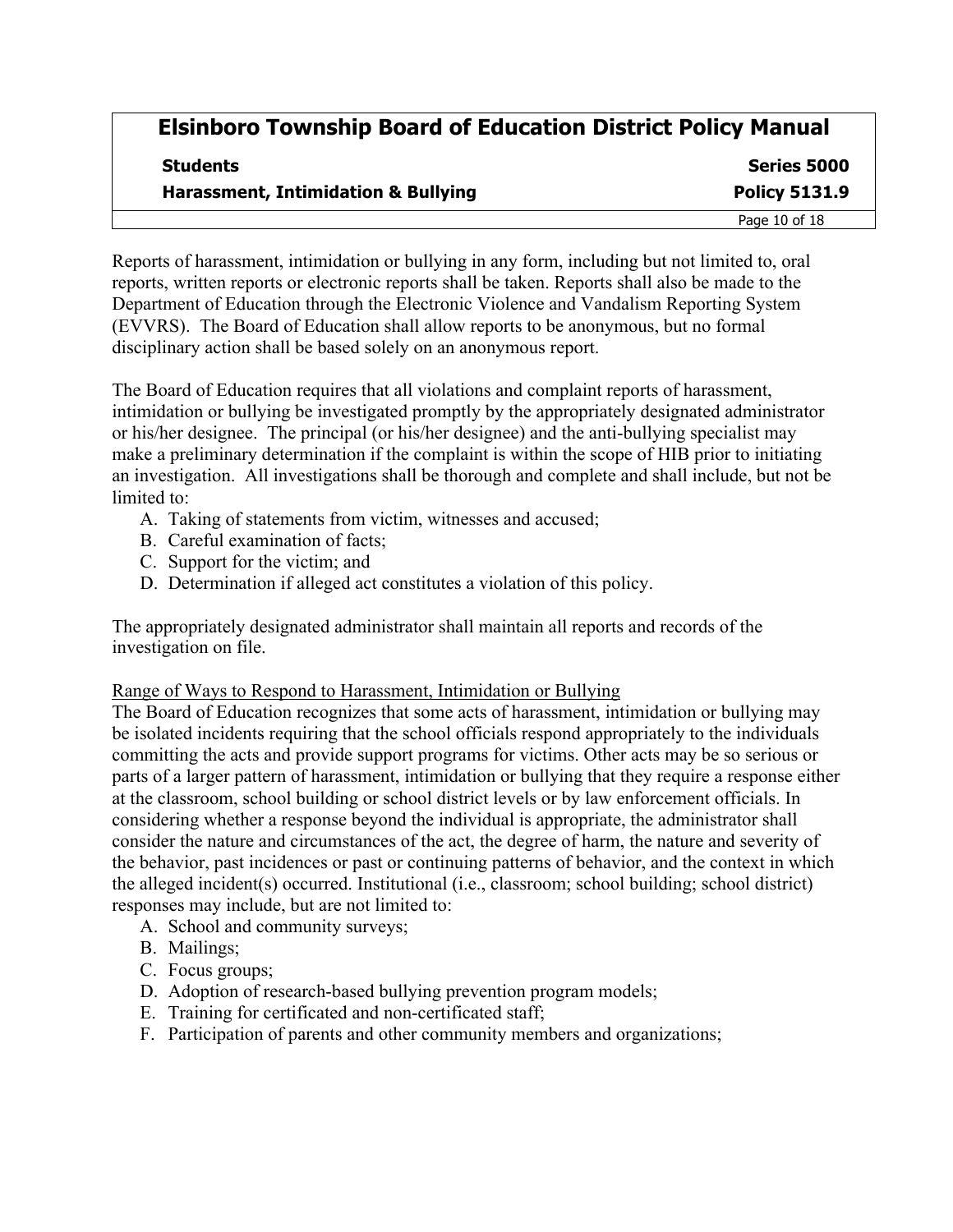Reports of harassment, intimidation or bullying in any form, including but not limited to, oral reports, written reports or electronic reports shall be taken. Reports shall also be made to the Department of Education through the Electronic Violence and Vandalism Reporting System (EVVRS). The Board of Education shall allow reports to be anonymous, but no formal disciplinary action shall be based solely on an anonymous report.

The Board of Education requires that all violations and complaint reports of harassment, intimidation or bullying be investigated promptly by the appropriately designated administrator or his/her designee. The principal (or his/her designee) and the anti-bullying specialist may make a preliminary determination if the complaint is within the scope of HIB prior to initiating an investigation. All investigations shall be thorough and complete and shall include, but not be limited to:

A. Taking of statements from victim, witnesses and accused;
B. Careful examination of facts;
C. Support for the victim; and
D. Determination if alleged act constitutes a violation of this policy.

The appropriately designated administrator shall maintain all reports and records of the investigation on file.

Range of Ways to Respond to Harassment, Intimidation or Bullying

The Board of Education recognizes that some acts of harassment, intimidation or bullying may be isolated incidents requiring that the school officials respond appropriately to the individuals committing the acts and provide support programs for victims. Other acts may be so serious or parts of a larger pattern of harassment, intimidation or bullying that they require a response either at the classroom, school building or school district levels or by law enforcement officials. In considering whether a response beyond the individual is appropriate, the administrator shall consider the nature and circumstances of the act, the degree of harm, the nature and severity of the behavior, past incidences or past or continuing patterns of behavior, and the context in which the alleged incident(s) occurred. Institutional (i.e., classroom; school building; school district) responses may include, but are not limited to:

A. School and community surveys;
B. Mailings;
C. Focus groups;
D. Adoption of research-based bullying prevention program models;
E. Training for certificated and non-certificated staff;
F. Participation of parents and other community members and organizations;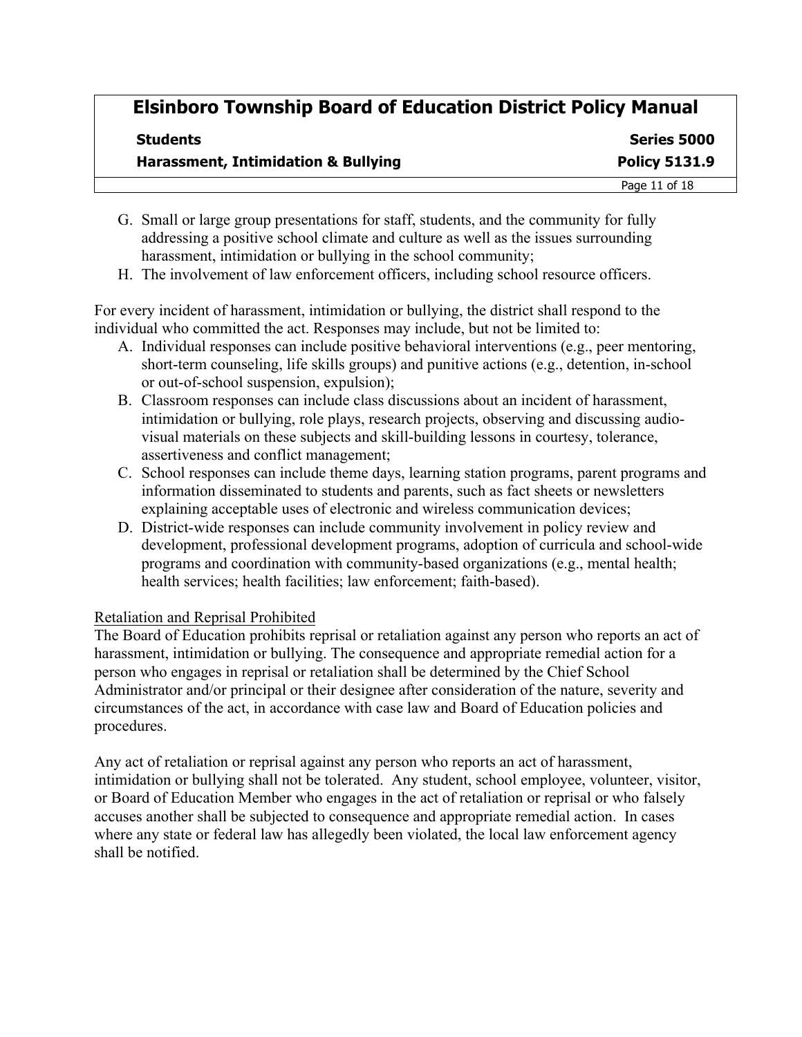G. Small or large group presentations for staff, students, and the community for fully addressing a positive school climate and culture as well as the issues surrounding harassment, intimidation or bullying in the school community;
H. The involvement of law enforcement officers, including school resource officers.

For every incident of harassment, intimidation or bullying, the district shall respond to the individual who committed the act. Responses may include, but not be limited to:

A. Individual responses can include positive behavioral interventions (e.g., peer mentoring, short-term counseling, life skills groups) and punitive actions (e.g., detention, in-school or out-of-school suspension, expulsion);
B. Classroom responses can include class discussions about an incident of harassment, intimidation or bullying, role plays, research projects, observing and discussing audio-visual materials on these subjects and skill-building lessons in courtesy, tolerance, assertiveness and conflict management;
C. School responses can include theme days, learning station programs, parent programs and information disseminated to students and parents, such as fact sheets or newsletters explaining acceptable uses of electronic and wireless communication devices;
D. District-wide responses can include community involvement in policy review and development, professional development programs, adoption of curricula and school-wide programs and coordination with community-based organizations (e.g., mental health; health services; health facilities; law enforcement; faith-based).

<u>Retaliation and Reprisal Prohibited</u>

The Board of Education prohibits reprisal or retaliation against any person who reports an act of harassment, intimidation or bullying. The consequence and appropriate remedial action for a person who engages in reprisal or retaliation shall be determined by the Chief School Administrator and/or principal or their designee after consideration of the nature, severity and circumstances of the act, in accordance with case law and Board of Education policies and procedures.

Any act of retaliation or reprisal against any person who reports an act of harassment, intimidation or bullying shall not be tolerated. Any student, school employee, volunteer, visitor, or Board of Education Member who engages in the act of retaliation or reprisal or who falsely accuses another shall be subjected to consequence and appropriate remedial action. In cases where any state or federal law has allegedly been violated, the local law enforcement agency shall be notified.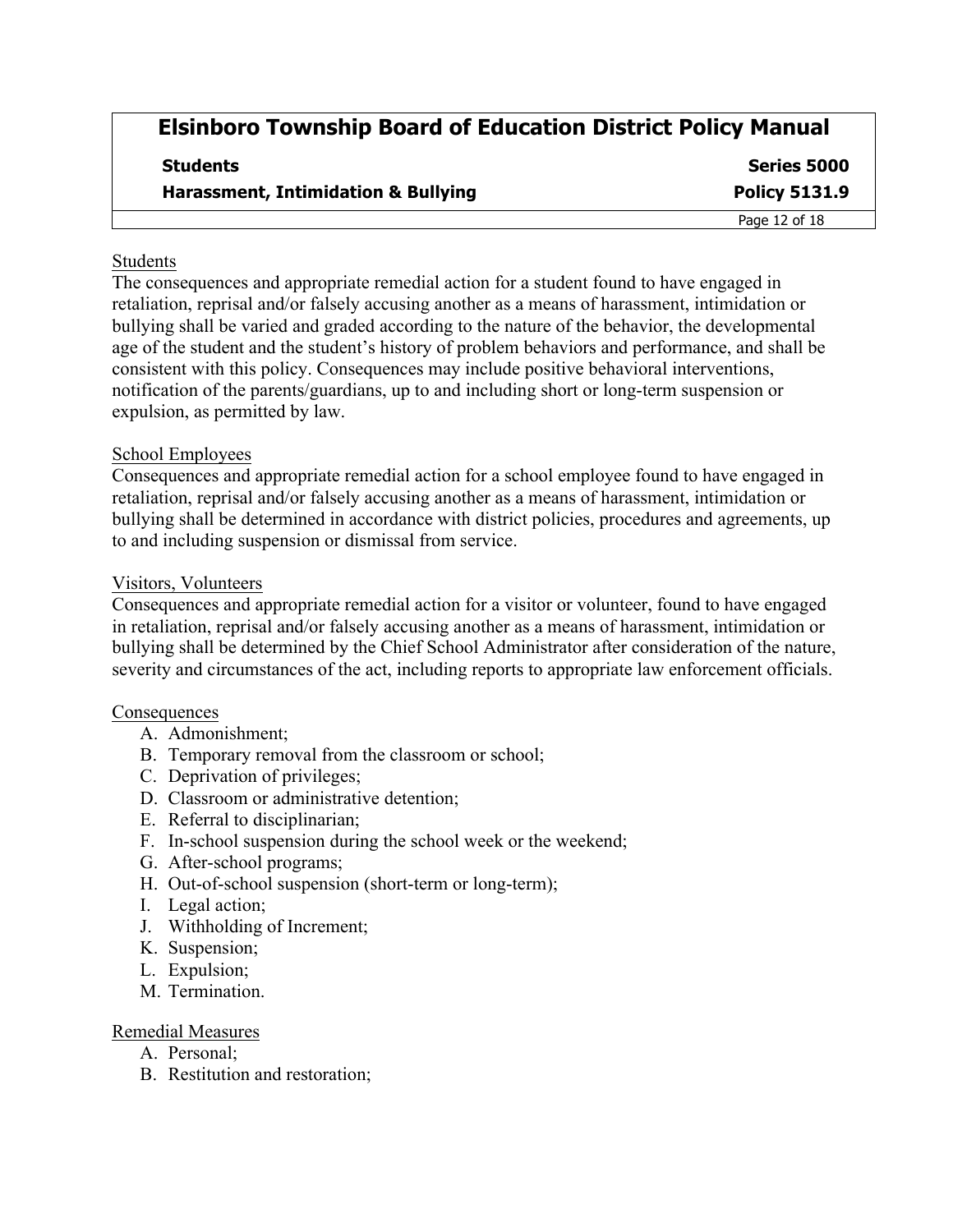Students

The consequences and appropriate remedial action for a student found to have engaged in retaliation, reprisal and/or falsely accusing another as a means of harassment, intimidation or bullying shall be varied and graded according to the nature of the behavior, the developmental age of the student and the student's history of problem behaviors and performance, and shall be consistent with this policy. Consequences may include positive behavioral interventions, notification of the parents/guardians, up to and including short or long-term suspension or expulsion, as permitted by law.

School Employees

Consequences and appropriate remedial action for a school employee found to have engaged in retaliation, reprisal and/or falsely accusing another as a means of harassment, intimidation or bullying shall be determined in accordance with district policies, procedures and agreements, up to and including suspension or dismissal from service.

Visitors, Volunteers

Consequences and appropriate remedial action for a visitor or volunteer, found to have engaged in retaliation, reprisal and/or falsely accusing another as a means of harassment, intimidation or bullying shall be determined by the Chief School Administrator after consideration of the nature, severity and circumstances of the act, including reports to appropriate law enforcement officials.

Consequences

A. Admonishment;
B. Temporary removal from the classroom or school;
C. Deprivation of privileges;
D. Classroom or administrative detention;
E. Referral to disciplinarian;
F. In-school suspension during the school week or the weekend;
G. After-school programs;
H. Out-of-school suspension (short-term or long-term);
I. Legal action;
J. Withholding of Increment;
K. Suspension;
L. Expulsion;
M. Termination.

Remedial Measures

A. Personal;
B. Restitution and restoration;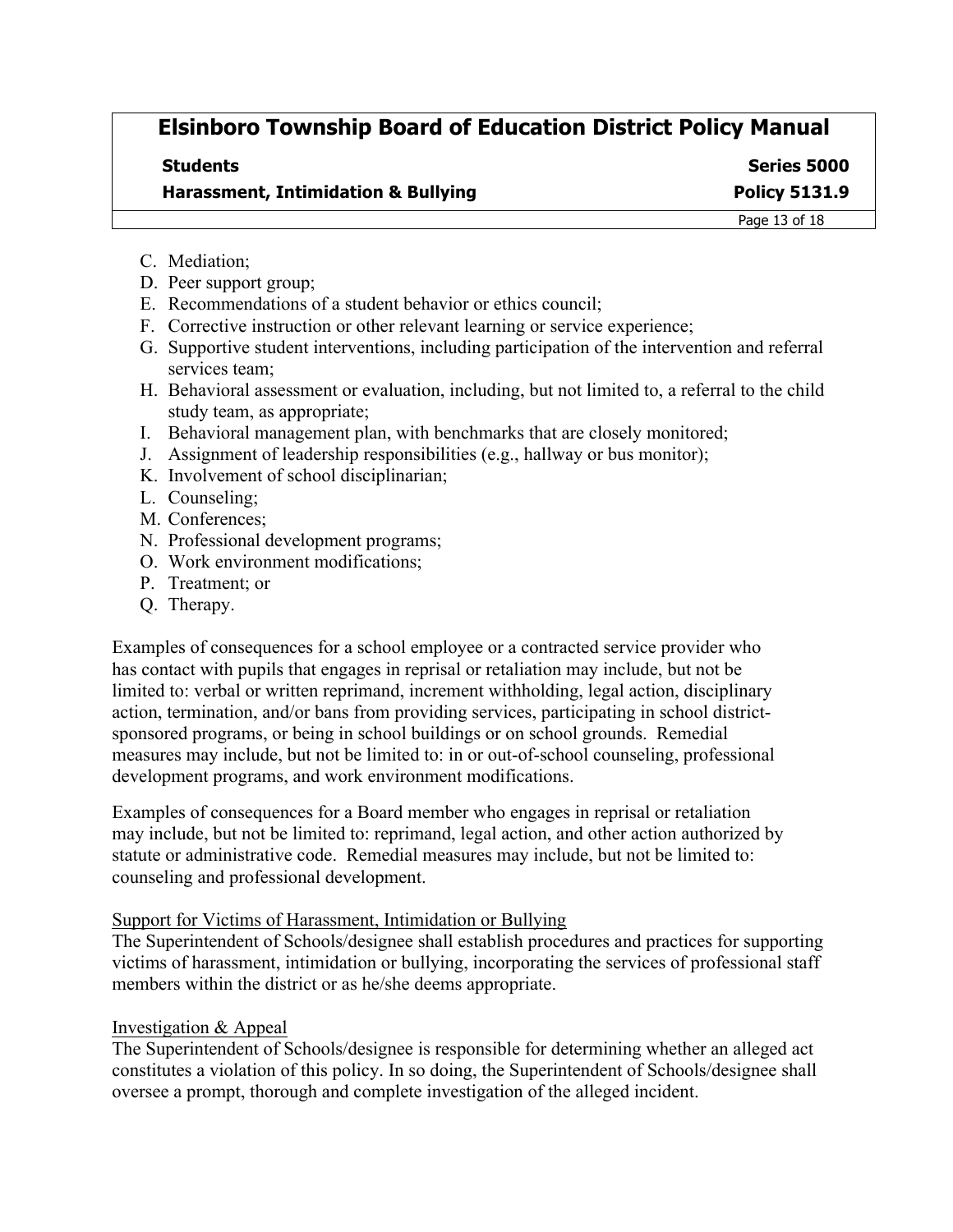C. Mediation;
D. Peer support group;
E. Recommendations of a student behavior or ethics council;
F. Corrective instruction or other relevant learning or service experience;
G. Supportive student interventions, including participation of the intervention and referral services team;
H. Behavioral assessment or evaluation, including, but not limited to, a referral to the child study team, as appropriate;
I. Behavioral management plan, with benchmarks that are closely monitored;
J. Assignment of leadership responsibilities (e.g., hallway or bus monitor);
K. Involvement of school disciplinarian;
L. Counseling;
M. Conferences;
N. Professional development programs;
O. Work environment modifications;
P. Treatment; or
Q. Therapy.

Examples of consequences for a school employee or a contracted service provider who has contact with pupils that engages in reprisal or retaliation may include, but not be limited to: verbal or written reprimand, increment withholding, legal action, disciplinary action, termination, and/or bans from providing services, participating in school district-sponsored programs, or being in school buildings or on school grounds. Remedial measures may include, but not be limited to: in or out-of-school counseling, professional development programs, and work environment modifications.

Examples of consequences for a Board member who engages in reprisal or retaliation may include, but not be limited to: reprimand, legal action, and other action authorized by statute or administrative code. Remedial measures may include, but not be limited to: counseling and professional development.

<u>Support for Victims of Harassment, Intimidation or Bullying</u>
The Superintendent of Schools/designee shall establish procedures and practices for supporting victims of harassment, intimidation or bullying, incorporating the services of professional staff members within the district or as he/she deems appropriate.

<u>Investigation & Appeal</u>
The Superintendent of Schools/designee is responsible for determining whether an alleged act constitutes a violation of this policy. In so doing, the Superintendent of Schools/designee shall oversee a prompt, thorough and complete investigation of the alleged incident.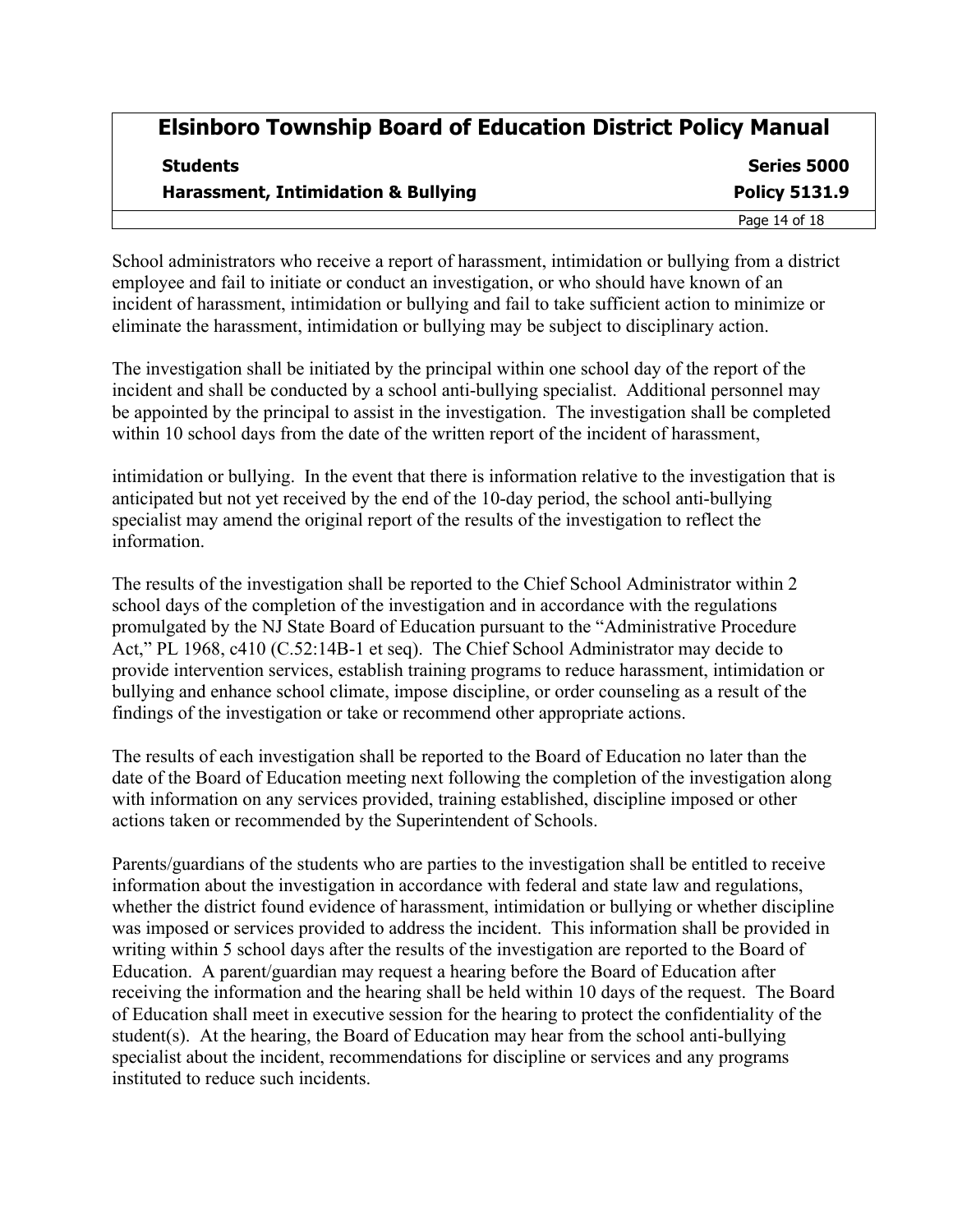School administrators who receive a report of harassment, intimidation or bullying from a district employee and fail to initiate or conduct an investigation, or who should have known of an incident of harassment, intimidation or bullying and fail to take sufficient action to minimize or eliminate the harassment, intimidation or bullying may be subject to disciplinary action.

The investigation shall be initiated by the principal within one school day of the report of the incident and shall be conducted by a school anti-bullying specialist. Additional personnel may be appointed by the principal to assist in the investigation. The investigation shall be completed within 10 school days from the date of the written report of the incident of harassment, intimidation or bullying. In the event that there is information relative to the investigation that is anticipated but not yet received by the end of the 10-day period, the school anti-bullying specialist may amend the original report of the results of the investigation to reflect the information.

The results of the investigation shall be reported to the Chief School Administrator within 2 school days of the completion of the investigation and in accordance with the regulations promulgated by the NJ State Board of Education pursuant to the "Administrative Procedure Act," PL 1968, c410 (C.52:14B-1 et seq). The Chief School Administrator may decide to provide intervention services, establish training programs to reduce harassment, intimidation or bullying and enhance school climate, impose discipline, or order counseling as a result of the findings of the investigation or take or recommend other appropriate actions.

The results of each investigation shall be reported to the Board of Education no later than the date of the Board of Education meeting next following the completion of the investigation along with information on any services provided, training established, discipline imposed or other actions taken or recommended by the Superintendent of Schools.

Parents/guardians of the students who are parties to the investigation shall be entitled to receive information about the investigation in accordance with federal and state law and regulations, whether the district found evidence of harassment, intimidation or bullying or whether discipline was imposed or services provided to address the incident. This information shall be provided in writing within 5 school days after the results of the investigation are reported to the Board of Education. A parent/guardian may request a hearing before the Board of Education after receiving the information and the hearing shall be held within 10 days of the request. The Board of Education shall meet in executive session for the hearing to protect the confidentiality of the student(s). At the hearing, the Board of Education may hear from the school anti-bullying specialist about the incident, recommendations for discipline or services and any programs instituted to reduce such incidents.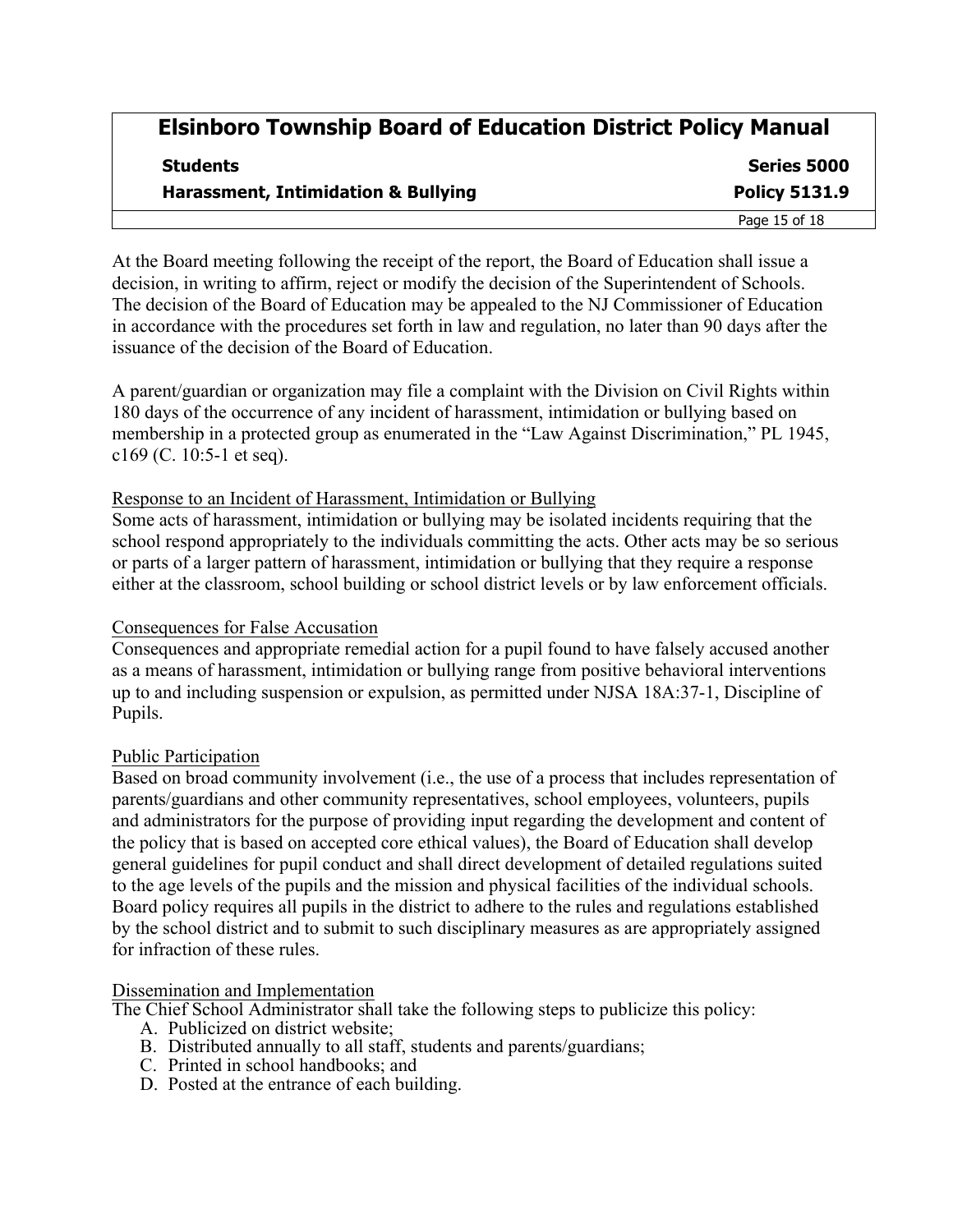At the Board meeting following the receipt of the report, the Board of Education shall issue a decision, in writing to affirm, reject or modify the decision of the Superintendent of Schools. The decision of the Board of Education may be appealed to the NJ Commissioner of Education in accordance with the procedures set forth in law and regulation, no later than 90 days after the issuance of the decision of the Board of Education.

A parent/guardian or organization may file a complaint with the Division on Civil Rights within 180 days of the occurrence of any incident of harassment, intimidation or bullying based on membership in a protected group as enumerated in the "Law Against Discrimination," PL 1945, c169 (C. 10:5-1 et seq).

Response to an Incident of Harassment, Intimidation or Bullying

Some acts of harassment, intimidation or bullying may be isolated incidents requiring that the school respond appropriately to the individuals committing the acts. Other acts may be so serious or parts of a larger pattern of harassment, intimidation or bullying that they require a response either at the classroom, school building or school district levels or by law enforcement officials.

Consequences for False Accusation

Consequences and appropriate remedial action for a pupil found to have falsely accused another as a means of harassment, intimidation or bullying range from positive behavioral interventions up to and including suspension or expulsion, as permitted under NJSA 18A:37-1, Discipline of Pupils.

Public Participation

Based on broad community involvement (i.e., the use of a process that includes representation of parents/guardians and other community representatives, school employees, volunteers, pupils and administrators for the purpose of providing input regarding the development and content of the policy that is based on accepted core ethical values), the Board of Education shall develop general guidelines for pupil conduct and shall direct development of detailed regulations suited to the age levels of the pupils and the mission and physical facilities of the individual schools. Board policy requires all pupils in the district to adhere to the rules and regulations established by the school district and to submit to such disciplinary measures as are appropriately assigned for infraction of these rules.

Dissemination and Implementation

The Chief School Administrator shall take the following steps to publicize this policy:

A. Publicized on district website;
B. Distributed annually to all staff, students and parents/guardians;
C. Printed in school handbooks; and
D. Posted at the entrance of each building.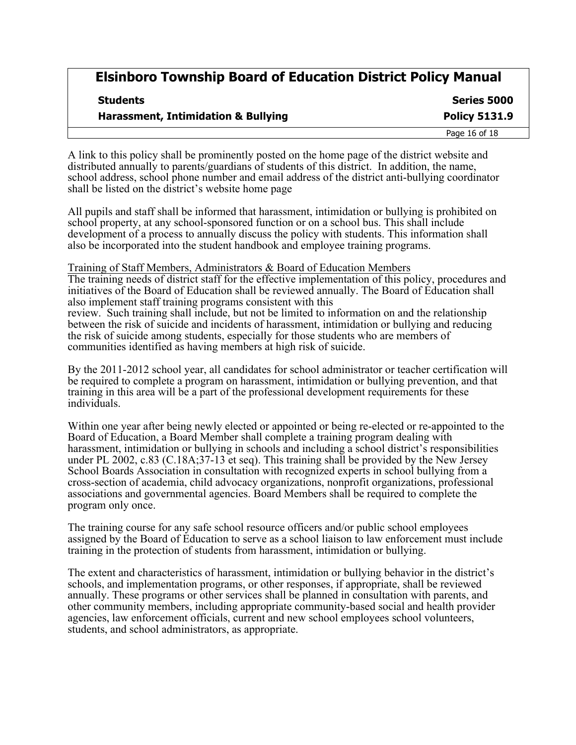A link to this policy shall be prominently posted on the home page of the district website and distributed annually to parents/guardians of students of this district. In addition, the name, school address, school phone number and email address of the district anti-bullying coordinator shall be listed on the district's website home page

All pupils and staff shall be informed that harassment, intimidation or bullying is prohibited on school property, at any school-sponsored function or on a school bus. This shall include development of a process to annually discuss the policy with students. This information shall also be incorporated into the student handbook and employee training programs.

Training of Staff Members, Administrators & Board of Education Members

The training needs of district staff for the effective implementation of this policy, procedures and initiatives of the Board of Education shall be reviewed annually. The Board of Education shall also implement staff training programs consistent with this review. Such training shall include, but not be limited to information on and the relationship between the risk of suicide and incidents of harassment, intimidation or bullying and reducing the risk of suicide among students, especially for those students who are members of communities identified as having members at high risk of suicide.

By the 2011-2012 school year, all candidates for school administrator or teacher certification will be required to complete a program on harassment, intimidation or bullying prevention, and that training in this area will be a part of the professional development requirements for these individuals.

Within one year after being newly elected or appointed or being re-elected or re-appointed to the Board of Education, a Board Member shall complete a training program dealing with harassment, intimidation or bullying in schools and including a school district's responsibilities under PL 2002, c.83 (C.18A;37-13 et seq). This training shall be provided by the New Jersey School Boards Association in consultation with recognized experts in school bullying from a cross-section of academia, child advocacy organizations, nonprofit organizations, professional associations and governmental agencies. Board Members shall be required to complete the program only once.

The training course for any safe school resource officers and/or public school employees assigned by the Board of Education to serve as a school liaison to law enforcement must include training in the protection of students from harassment, intimidation or bullying.

The extent and characteristics of harassment, intimidation or bullying behavior in the district's schools, and implementation programs, or other responses, if appropriate, shall be reviewed annually. These programs or other services shall be planned in consultation with parents, and other community members, including appropriate community-based social and health provider agencies, law enforcement officials, current and new school employees school volunteers, students, and school administrators, as appropriate.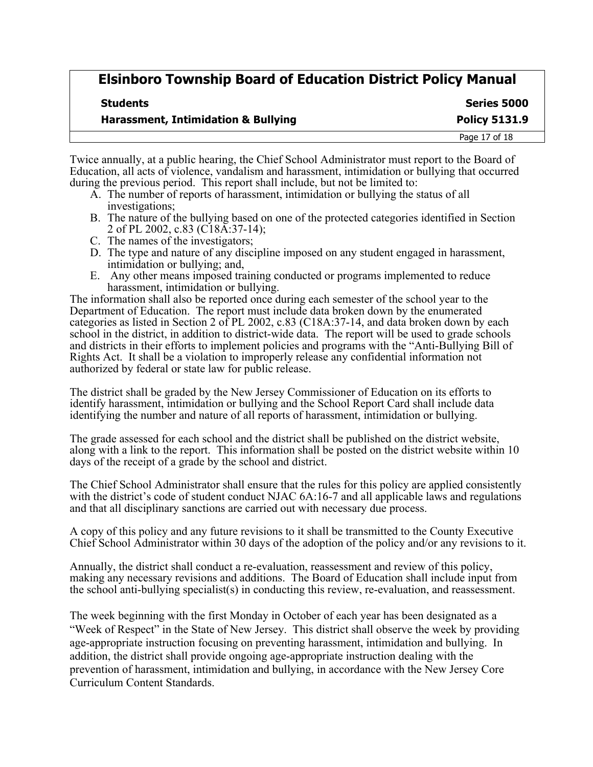Twice annually, at a public hearing, the Chief School Administrator must report to the Board of Education, all acts of violence, vandalism and harassment, intimidation or bullying that occurred during the previous period. This report shall include, but not be limited to:

A. The number of reports of harassment, intimidation or bullying the status of all investigations;
B. The nature of the bullying based on one of the protected categories identified in Section 2 of PL 2002, c.83 (C18A:37-14);
C. The names of the investigators;
D. The type and nature of any discipline imposed on any student engaged in harassment, intimidation or bullying; and,
E. Any other means imposed training conducted or programs implemented to reduce harassment, intimidation or bullying.

The information shall also be reported once during each semester of the school year to the Department of Education. The report must include data broken down by the enumerated categories as listed in Section 2 of PL 2002, c.83 (C18A:37-14, and data broken down by each school in the district, in addition to district-wide data. The report will be used to grade schools and districts in their efforts to implement policies and programs with the "Anti-Bullying Bill of Rights Act. It shall be a violation to improperly release any confidential information not authorized by federal or state law for public release.

The district shall be graded by the New Jersey Commissioner of Education on its efforts to identify harassment, intimidation or bullying and the School Report Card shall include data identifying the number and nature of all reports of harassment, intimidation or bullying.

The grade assessed for each school and the district shall be published on the district website, along with a link to the report. This information shall be posted on the district website within 10 days of the receipt of a grade by the school and district.

The Chief School Administrator shall ensure that the rules for this policy are applied consistently with the district's code of student conduct NJAC 6A:16-7 and all applicable laws and regulations and that all disciplinary sanctions are carried out with necessary due process.

A copy of this policy and any future revisions to it shall be transmitted to the County Executive Chief School Administrator within 30 days of the adoption of the policy and/or any revisions to it.

Annually, the district shall conduct a re-evaluation, reassessment and review of this policy, making any necessary revisions and additions. The Board of Education shall include input from the school anti-bullying specialist(s) in conducting this review, re-evaluation, and reassessment.

The week beginning with the first Monday in October of each year has been designated as a "Week of Respect" in the State of New Jersey. This district shall observe the week by providing age-appropriate instruction focusing on preventing harassment, intimidation and bullying. In addition, the district shall provide ongoing age-appropriate instruction dealing with the prevention of harassment, intimidation and bullying, in accordance with the New Jersey Core Curriculum Content Standards.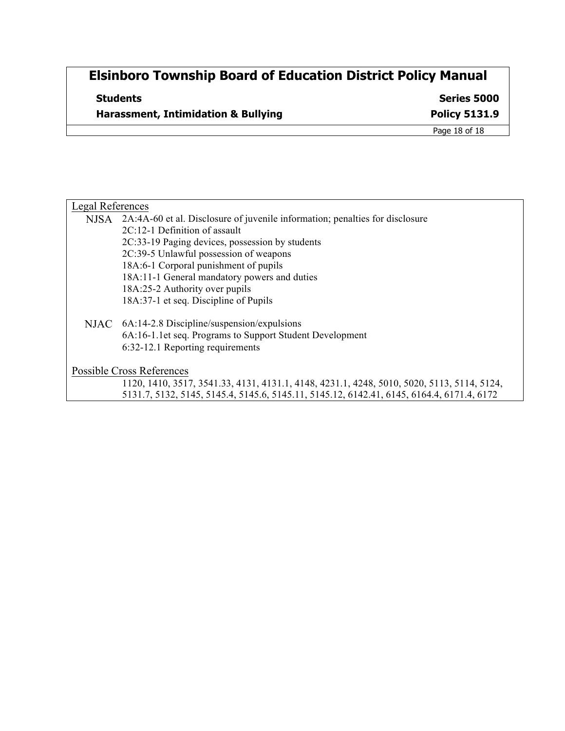Legal References

NJSA 2A:4A-60 et al. Disclosure of juvenile information; penalties for disclosure
2C:12-1 Definition of assault
2C:33-19 Paging devices, possession by students
2C:39-5 Unlawful possession of weapons
18A:6-1 Corporal punishment of pupils
18A:11-1 General mandatory powers and duties
18A:25-2 Authority over pupils
18A:37-1 et seq. Discipline of Pupils

NJAC 6A:14-2.8 Discipline/suspension/expulsions
6A:16-1.1et seq. Programs to Support Student Development
6:32-12.1 Reporting requirements

Possible Cross References

1120, 1410, 3517, 3541.33, 4131, 4131.1, 4148, 4231.1, 4248, 5010, 5020, 5113, 5114, 5124, 5131.7, 5132, 5145, 5145.4, 5145.6, 5145.11, 5145.12, 6142.41, 6145, 6164.4, 6171.4, 6172